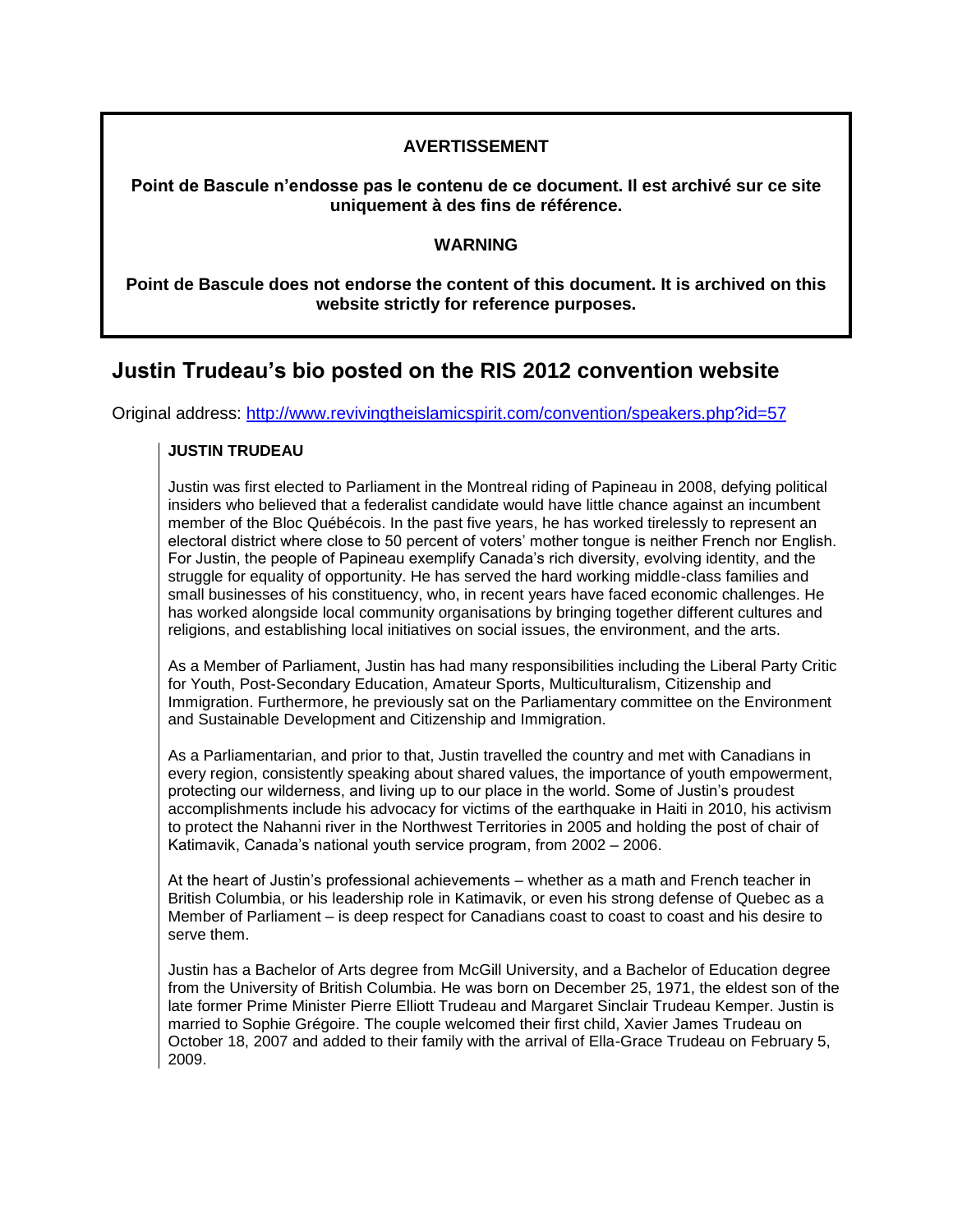**AVERTISSEMENT**

**Point de Bascule n'endosse pas le contenu de ce document. Il est archivé sur ce site uniquement à des fins de référence.**

**WARNING**

**Point de Bascule does not endorse the content of this document. It is archived on this website strictly for reference purposes.**

## Justin Trudeau's bio posted on the RIS 2012 convention website

Original address: [http://www.revivingtheislamicspirit.com/convention/speakers.php?id=57](http://www.revivingtheislamicspirit.com/convention/speakers.php?id=57)

> **JUSTIN TRUDEAU**
>
> Justin was first elected to Parliament in the Montreal riding of Papineau in 2008, defying political insiders who believed that a federalist candidate would have little chance against an incumbent member of the Bloc Québécois. In the past five years, he has worked tirelessly to represent an electoral district where close to 50 percent of voters' mother tongue is neither French nor English. For Justin, the people of Papineau exemplify Canada's rich diversity, evolving identity, and the struggle for equality of opportunity. He has served the hard working middle-class families and small businesses of his constituency, who, in recent years have faced economic challenges. He has worked alongside local community organisations by bringing together different cultures and religions, and establishing local initiatives on social issues, the environment, and the arts.
>
> As a Member of Parliament, Justin has had many responsibilities including the Liberal Party Critic for Youth, Post-Secondary Education, Amateur Sports, Multiculturalism, Citizenship and Immigration. Furthermore, he previously sat on the Parliamentary committee on the Environment and Sustainable Development and Citizenship and Immigration.
>
> As a Parliamentarian, and prior to that, Justin travelled the country and met with Canadians in every region, consistently speaking about shared values, the importance of youth empowerment, protecting our wilderness, and living up to our place in the world. Some of Justin's proudest accomplishments include his advocacy for victims of the earthquake in Haiti in 2010, his activism to protect the Nahanni river in the Northwest Territories in 2005 and holding the post of chair of Katimavik, Canada's national youth service program, from 2002 – 2006.
>
> At the heart of Justin's professional achievements – whether as a math and French teacher in British Columbia, or his leadership role in Katimavik, or even his strong defense of Quebec as a Member of Parliament – is deep respect for Canadians coast to coast to coast and his desire to serve them.
>
> Justin has a Bachelor of Arts degree from McGill University, and a Bachelor of Education degree from the University of British Columbia. He was born on December 25, 1971, the eldest son of the late former Prime Minister Pierre Elliott Trudeau and Margaret Sinclair Trudeau Kemper. Justin is married to Sophie Grégoire. The couple welcomed their first child, Xavier James Trudeau on October 18, 2007 and added to their family with the arrival of Ella-Grace Trudeau on February 5, 2009.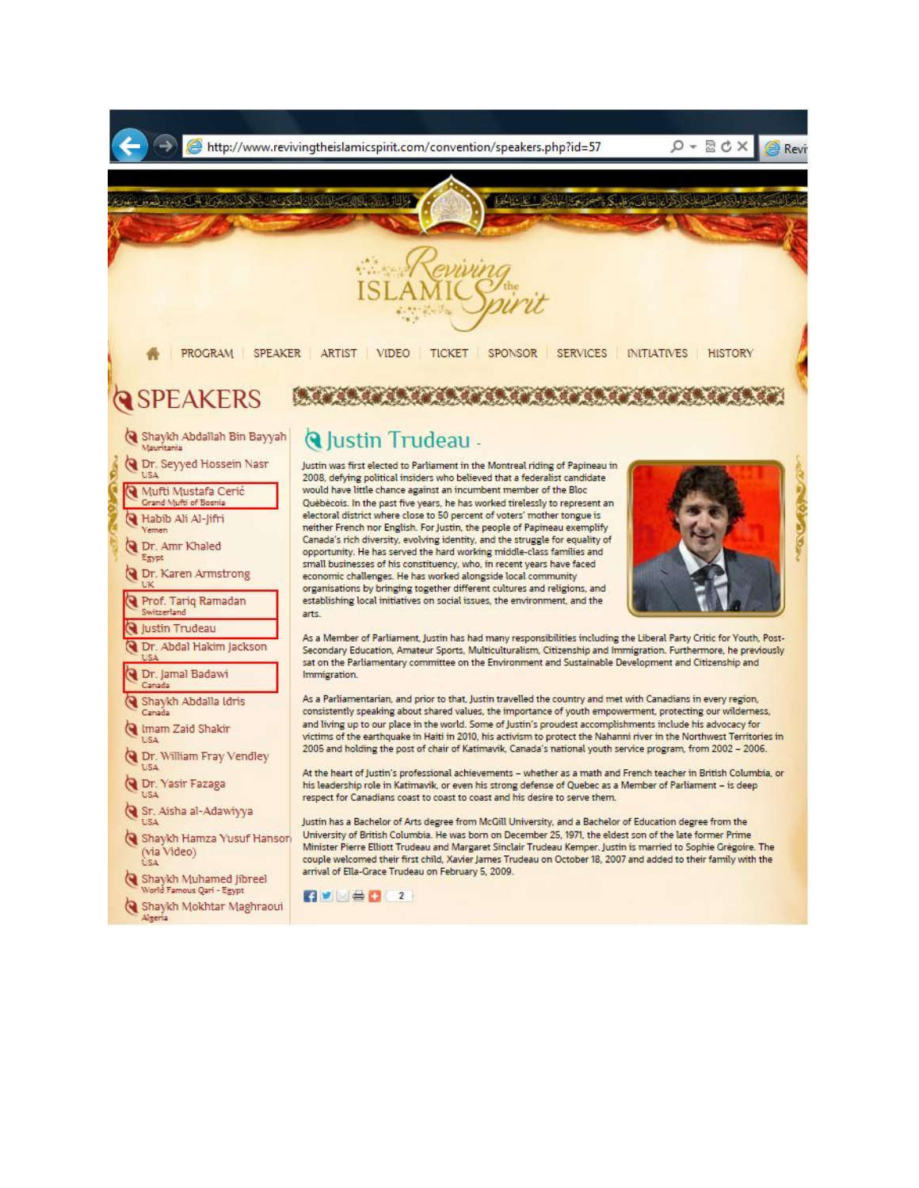http://www.revivingtheislamicspirit.com/convention/speakers.php?id=57

Reviving the ISLAMIC Spirit

PROGRAM | SPEAKER | ARTIST | VIDEO | TICKET | SPONSOR | SERVICES | INITIATIVES | HISTORY

# SPEAKERS

- Shaykh Abdallah Bin Bayyah — Mauritania
- Dr. Seyyed Hossein Nasr — USA
- Mufti Mustafa Cerić — Grand Mufti of Bosnia
- Habib Ali Al-Jifri — Yemen
- Dr. Amr Khaled — Egypt
- Dr. Karen Armstrong — UK
- Prof. Tariq Ramadan — Switzerland
- Justin Trudeau
- Dr. Abdal Hakim Jackson — USA
- Dr. Jamal Badawi — Canada
- Shaykh Abdalla Idris — Canada
- Imam Zaid Shakir — USA
- Dr. William Fray Vendley — USA
- Dr. Yasir Fazaga — USA
- Sr. Aisha al-Adawiyya — USA
- Shaykh Hamza Yusuf Hanson (via Video) — USA
- Shaykh Muhamed Jibreel — World Famous Qari - Egypt
- Shaykh Mokhtar Maghraoui — Algeria

## Justin Trudeau -

Justin was first elected to Parliament in the Montreal riding of Papineau in 2008, defying political insiders who believed that a federalist candidate would have little chance against an incumbent member of the Bloc Québécois. In the past five years, he has worked tirelessly to represent an electoral district where close to 50 percent of voters' mother tongue is neither French nor English. For Justin, the people of Papineau exemplify Canada's rich diversity, evolving identity, and the struggle for equality of opportunity. He has served the hard working middle-class families and small businesses of his constituency, who, in recent years have faced economic challenges. He has worked alongside local community organisations by bringing together different cultures and religions, and establishing local initiatives on social issues, the environment, and the arts.

As a Member of Parliament, Justin has had many responsibilities including the Liberal Party Critic for Youth, Post-Secondary Education, Amateur Sports, Multiculturalism, Citizenship and Immigration. Furthermore, he previously sat on the Parliamentary committee on the Environment and Sustainable Development and Citizenship and Immigration.

As a Parliamentarian, and prior to that, Justin travelled the country and met with Canadians in every region, consistently speaking about shared values, the importance of youth empowerment, protecting our wilderness, and living up to our place in the world. Some of Justin's proudest accomplishments include his advocacy for victims of the earthquake in Haiti in 2010, his activism to protect the Nahanni river in the Northwest Territories in 2005 and holding the post of chair of Katimavik, Canada's national youth service program, from 2002 – 2006.

At the heart of Justin's professional achievements – whether as a math and French teacher in British Columbia, or his leadership role in Katimavik, or even his strong defense of Quebec as a Member of Parliament – is deep respect for Canadians coast to coast to coast and his desire to serve them.

Justin has a Bachelor of Arts degree from McGill University, and a Bachelor of Education degree from the University of British Columbia. He was born on December 25, 1971, the eldest son of the late former Prime Minister Pierre Elliott Trudeau and Margaret Sinclair Trudeau Kemper. Justin is married to Sophie Grégoire. The couple welcomed their first child, Xavier James Trudeau on October 18, 2007 and added to their family with the arrival of Ella-Grace Trudeau on February 5, 2009.